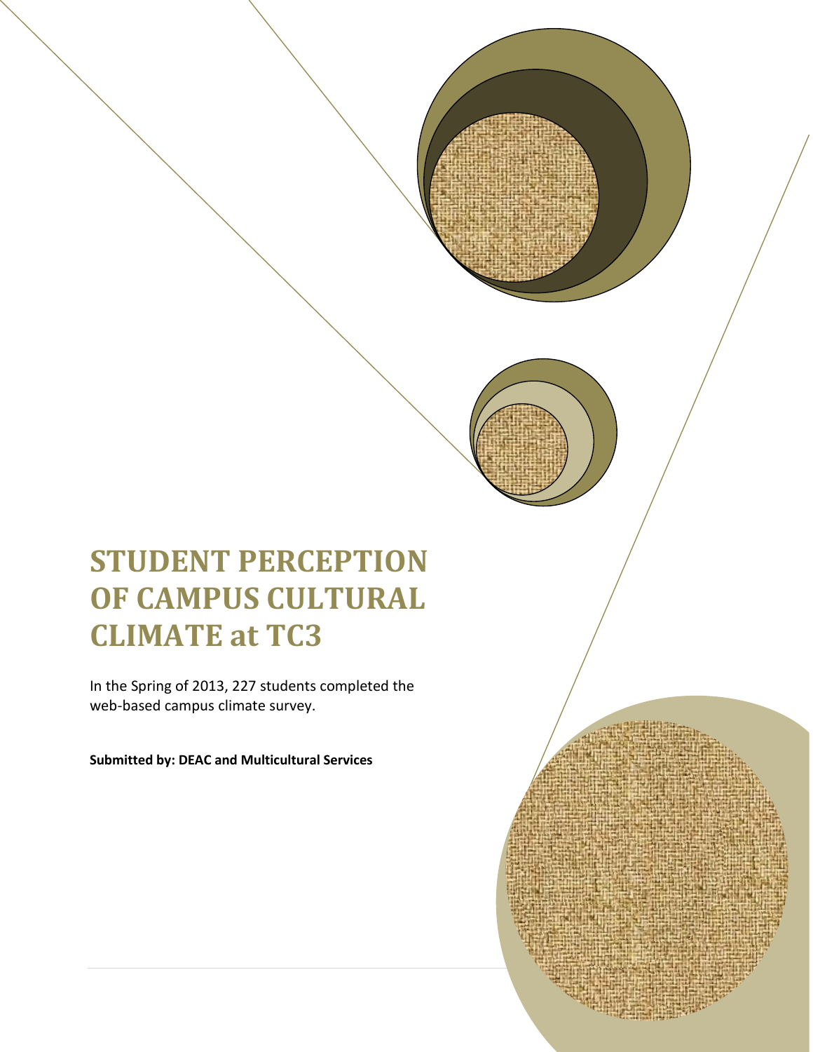# STUDENT PERCEPTION OF CAMPUS CULTURAL CLIMATE at TC3

In the Spring of 2013, 227 students completed the web-based campus climate survey.

**Submitted by: DEAC and Multicultural Services**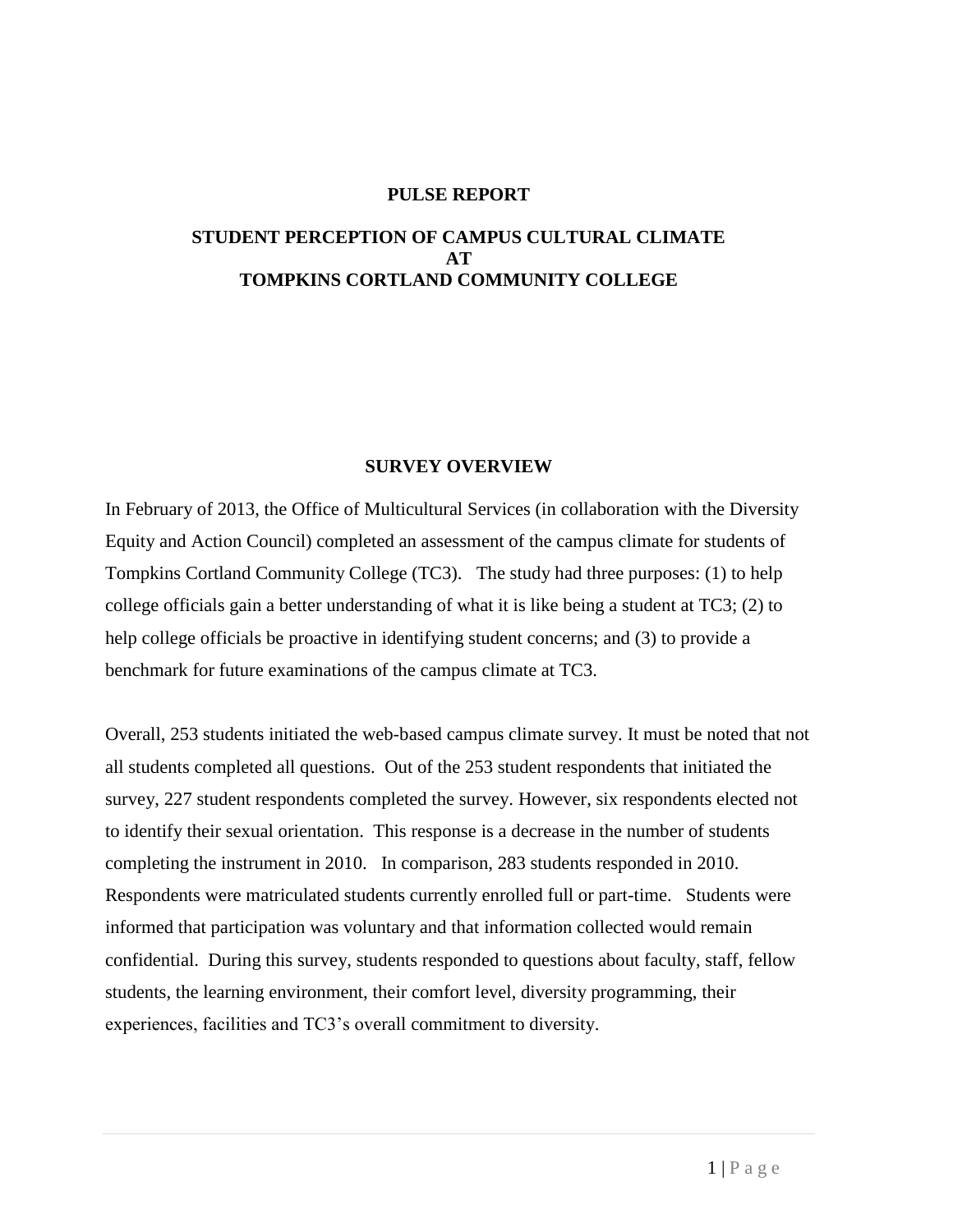# PULSE REPORT

## STUDENT PERCEPTION OF CAMPUS CULTURAL CLIMATE AT TOMPKINS CORTLAND COMMUNITY COLLEGE

## SURVEY OVERVIEW

In February of 2013, the Office of Multicultural Services (in collaboration with the Diversity Equity and Action Council) completed an assessment of the campus climate for students of Tompkins Cortland Community College (TC3). The study had three purposes: (1) to help college officials gain a better understanding of what it is like being a student at TC3; (2) to help college officials be proactive in identifying student concerns; and (3) to provide a benchmark for future examinations of the campus climate at TC3.

Overall, 253 students initiated the web-based campus climate survey. It must be noted that not all students completed all questions. Out of the 253 student respondents that initiated the survey, 227 student respondents completed the survey. However, six respondents elected not to identify their sexual orientation. This response is a decrease in the number of students completing the instrument in 2010. In comparison, 283 students responded in 2010. Respondents were matriculated students currently enrolled full or part-time. Students were informed that participation was voluntary and that information collected would remain confidential. During this survey, students responded to questions about faculty, staff, fellow students, the learning environment, their comfort level, diversity programming, their experiences, facilities and TC3's overall commitment to diversity.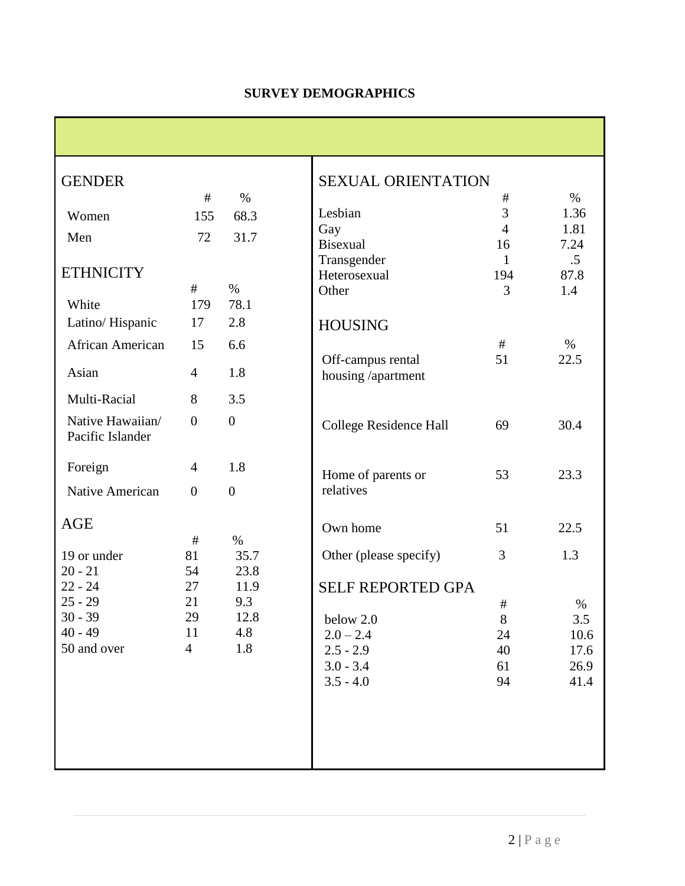## SURVEY DEMOGRAPHICS

### GENDER

| | # | % |
|---|---|---|
| Women | 155 | 68.3 |
| Men | 72 | 31.7 |

### ETHNICITY

| | # | % |
|---|---|---|
| White | 179 | 78.1 |
| Latino/ Hispanic | 17 | 2.8 |
| African American | 15 | 6.6 |
| Asian | 4 | 1.8 |
| Multi-Racial | 8 | 3.5 |
| Native Hawaiian/ Pacific Islander | 0 | 0 |
| Foreign | 4 | 1.8 |
| Native American | 0 | 0 |

### AGE

| | # | % |
|---|---|---|
| 19 or under | 81 | 35.7 |
| 20 - 21 | 54 | 23.8 |
| 22 - 24 | 27 | 11.9 |
| 25 - 29 | 21 | 9.3 |
| 30 - 39 | 29 | 12.8 |
| 40 - 49 | 11 | 4.8 |
| 50 and over | 4 | 1.8 |

### SEXUAL ORIENTATION

| | # | % |
|---|---|---|
| Lesbian | 3 | 1.36 |
| Gay | 4 | 1.81 |
| Bisexual | 16 | 7.24 |
| Transgender | 1 | .5 |
| Heterosexual | 194 | 87.8 |
| Other | 3 | 1.4 |

### HOUSING

| | # | % |
|---|---|---|
| Off-campus rental housing /apartment | 51 | 22.5 |
| College Residence Hall | 69 | 30.4 |
| Home of parents or relatives | 53 | 23.3 |
| Own home | 51 | 22.5 |
| Other (please specify) | 3 | 1.3 |

### SELF REPORTED GPA

| | # | % |
|---|---|---|
| below 2.0 | 8 | 3.5 |
| 2.0 – 2.4 | 24 | 10.6 |
| 2.5 - 2.9 | 40 | 17.6 |
| 3.0 - 3.4 | 61 | 26.9 |
| 3.5 - 4.0 | 94 | 41.4 |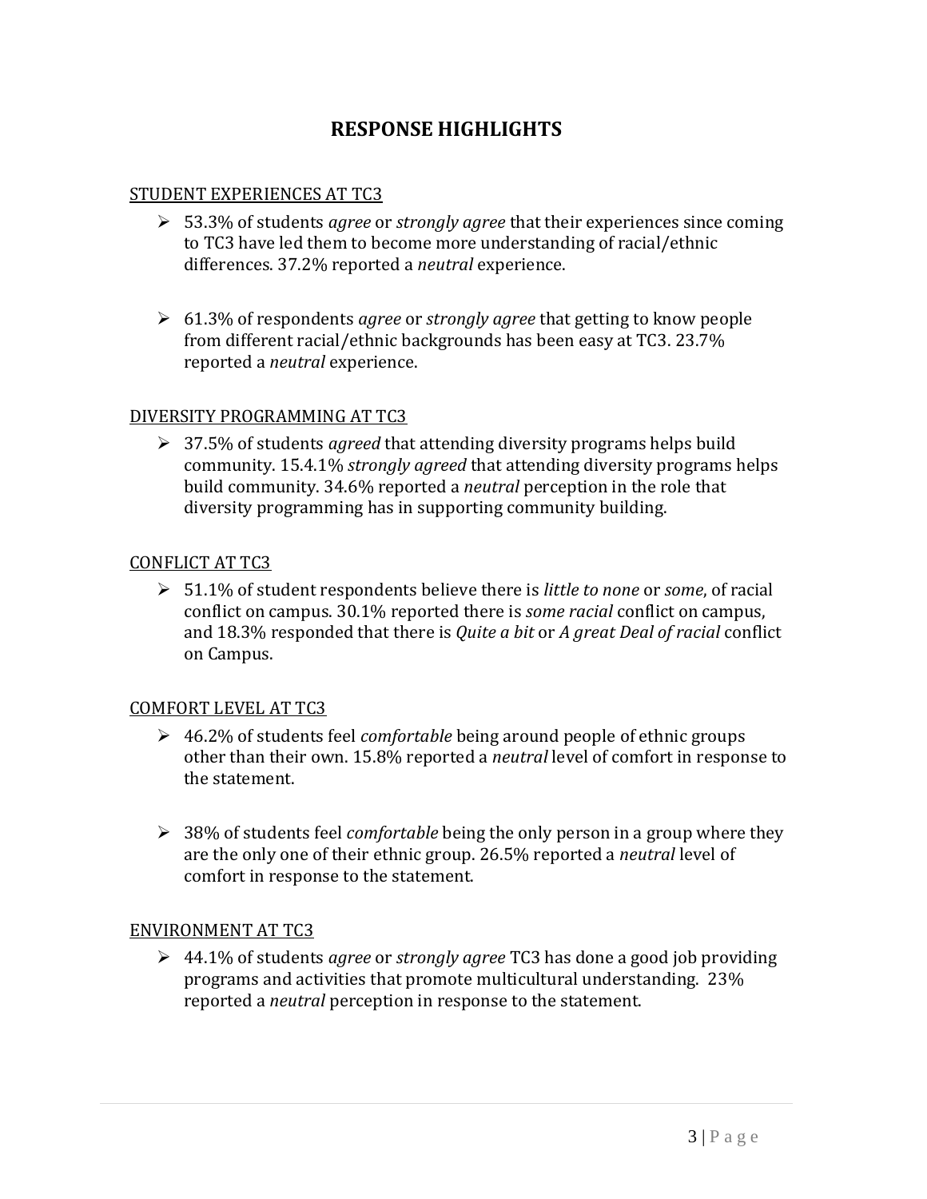# RESPONSE HIGHLIGHTS

STUDENT EXPERIENCES AT TC3

- 53.3% of students *agree* or *strongly agree* that their experiences since coming to TC3 have led them to become more understanding of racial/ethnic differences. 37.2% reported a *neutral* experience.

- 61.3% of respondents *agree* or *strongly agree* that getting to know people from different racial/ethnic backgrounds has been easy at TC3. 23.7% reported a *neutral* experience.

DIVERSITY PROGRAMMING AT TC3

- 37.5% of students *agreed* that attending diversity programs helps build community. 15.4.1% *strongly agreed* that attending diversity programs helps build community. 34.6% reported a *neutral* perception in the role that diversity programming has in supporting community building.

CONFLICT AT TC3

- 51.1% of student respondents believe there is *little to none* or *some*, of racial conflict on campus. 30.1% reported there is *some racial* conflict on campus, and 18.3% responded that there is *Quite a bit* or *A great Deal of racial* conflict on Campus.

COMFORT LEVEL AT TC3

- 46.2% of students feel *comfortable* being around people of ethnic groups other than their own. 15.8% reported a *neutral* level of comfort in response to the statement.

- 38% of students feel *comfortable* being the only person in a group where they are the only one of their ethnic group. 26.5% reported a *neutral* level of comfort in response to the statement.

ENVIRONMENT AT TC3

- 44.1% of students *agree* or *strongly agree* TC3 has done a good job providing programs and activities that promote multicultural understanding. 23% reported a *neutral* perception in response to the statement.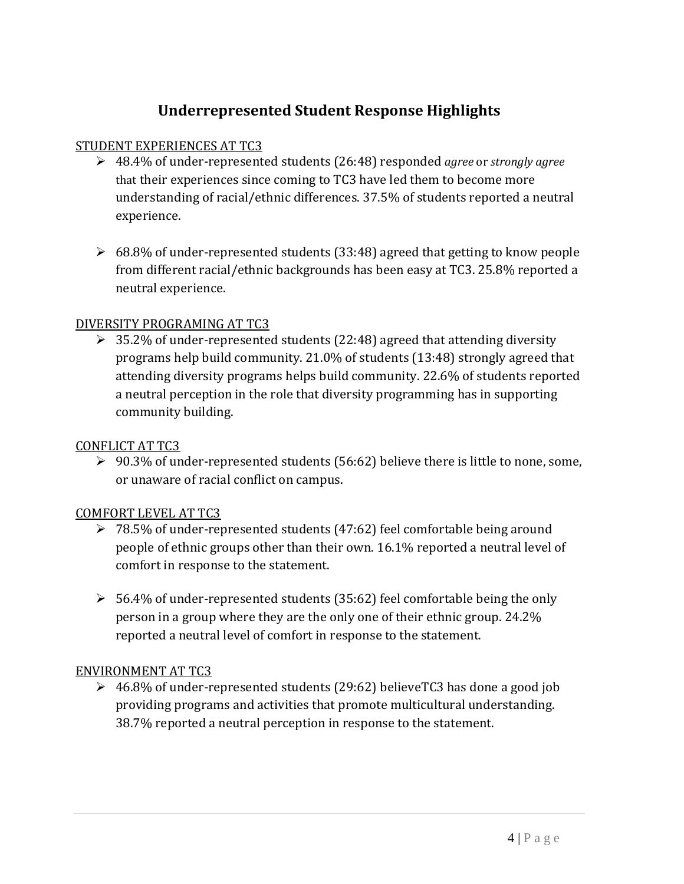## Underrepresented Student Response Highlights

STUDENT EXPERIENCES AT TC3

- 48.4% of under-represented students (26:48) responded *agree* or *strongly agree* that their experiences since coming to TC3 have led them to become more understanding of racial/ethnic differences. 37.5% of students reported a neutral experience.
- 68.8% of under-represented students (33:48) agreed that getting to know people from different racial/ethnic backgrounds has been easy at TC3. 25.8% reported a neutral experience.

DIVERSITY PROGRAMING AT TC3

- 35.2% of under-represented students (22:48) agreed that attending diversity programs help build community. 21.0% of students (13:48) strongly agreed that attending diversity programs helps build community. 22.6% of students reported a neutral perception in the role that diversity programming has in supporting community building.

CONFLICT AT TC3

- 90.3% of under-represented students (56:62) believe there is little to none, some, or unaware of racial conflict on campus.

COMFORT LEVEL AT TC3

- 78.5% of under-represented students (47:62) feel comfortable being around people of ethnic groups other than their own. 16.1% reported a neutral level of comfort in response to the statement.
- 56.4% of under-represented students (35:62) feel comfortable being the only person in a group where they are the only one of their ethnic group. 24.2% reported a neutral level of comfort in response to the statement.

ENVIRONMENT AT TC3

- 46.8% of under-represented students (29:62) believeTC3 has done a good job providing programs and activities that promote multicultural understanding. 38.7% reported a neutral perception in response to the statement.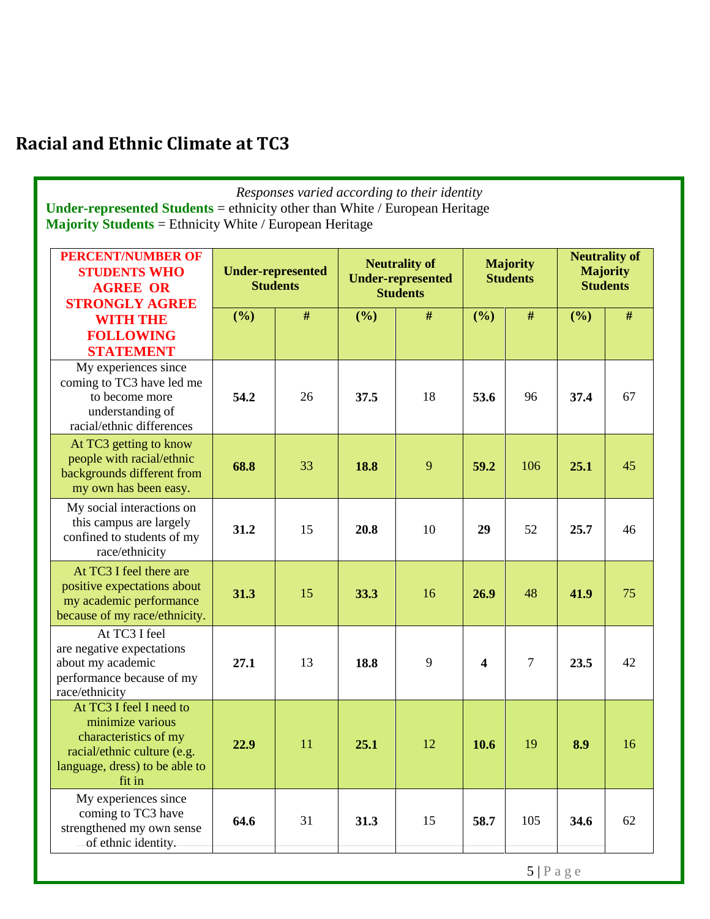## Racial and Ethnic Climate at TC3

*Responses varied according to their identity*

**Under-represented Students** = ethnicity other than White / European Heritage

**Majority Students** = Ethnicity White / European Heritage

| PERCENT/NUMBER OF STUDENTS WHO AGREE OR STRONGLY AGREE WITH THE FOLLOWING STATEMENT | Under-represented Students | | Neutrality of Under-represented Students | | Majority Students | | Neutrality of Majority Students | |
|---|---|---|---|---|---|---|---|---|
| | (%) | # | (%) | # | (%) | # | (%) | # |
| My experiences since coming to TC3 have led me to become more understanding of racial/ethnic differences | **54.2** | 26 | **37.5** | 18 | **53.6** | 96 | **37.4** | 67 |
| At TC3 getting to know people with racial/ethnic backgrounds different from my own has been easy. | **68.8** | 33 | **18.8** | 9 | **59.2** | 106 | **25.1** | 45 |
| My social interactions on this campus are largely confined to students of my race/ethnicity | **31.2** | 15 | **20.8** | 10 | **29** | 52 | **25.7** | 46 |
| At TC3 I feel there are positive expectations about my academic performance because of my race/ethnicity. | **31.3** | 15 | **33.3** | 16 | **26.9** | 48 | **41.9** | 75 |
| At TC3 I feel are negative expectations about my academic performance because of my race/ethnicity | **27.1** | 13 | **18.8** | 9 | **4** | 7 | **23.5** | 42 |
| At TC3 I feel I need to minimize various characteristics of my racial/ethnic culture (e.g. language, dress) to be able to fit in | **22.9** | 11 | **25.1** | 12 | **10.6** | 19 | **8.9** | 16 |
| My experiences since coming to TC3 have strengthened my own sense of ethnic identity. | **64.6** | 31 | **31.3** | 15 | **58.7** | 105 | **34.6** | 62 |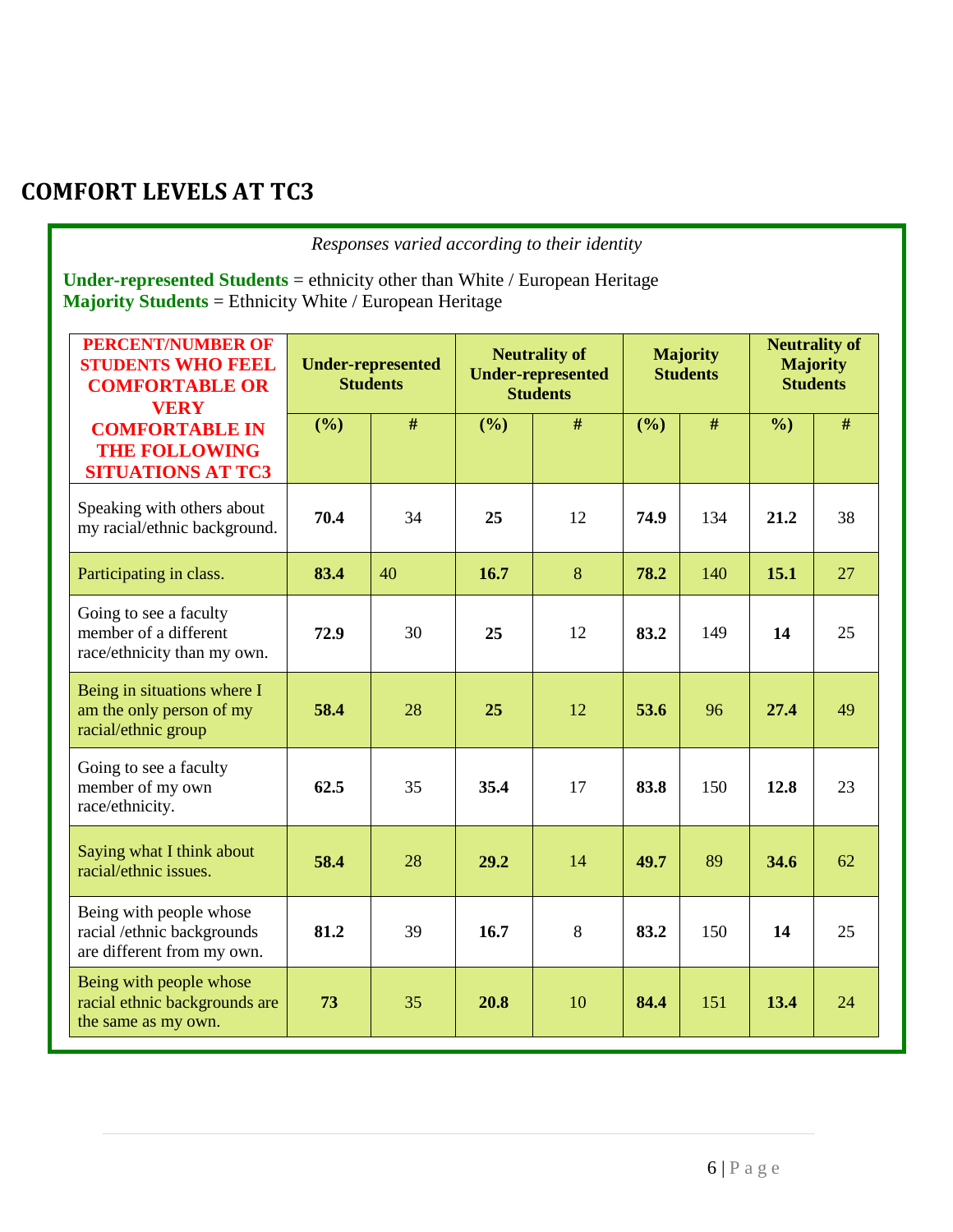# COMFORT LEVELS AT TC3

*Responses varied according to their identity*

**Under-represented Students** = ethnicity other than White / European Heritage
**Majority Students** = Ethnicity White / European Heritage

| PERCENT/NUMBER OF STUDENTS WHO FEEL COMFORTABLE OR VERY COMFORTABLE IN THE FOLLOWING SITUATIONS AT TC3 | Under-represented Students | | Neutrality of Under-represented Students | | Majority Students | | Neutrality of Majority Students | |
|---|---|---|---|---|---|---|---|---|
| | (%) | # | (%) | # | (%) | # | %) | # |
| Speaking with others about my racial/ethnic background. | **70.4** | 34 | **25** | 12 | **74.9** | 134 | **21.2** | 38 |
| Participating in class. | **83.4** | 40 | **16.7** | 8 | **78.2** | 140 | **15.1** | 27 |
| Going to see a faculty member of a different race/ethnicity than my own. | **72.9** | 30 | **25** | 12 | **83.2** | 149 | **14** | 25 |
| Being in situations where I am the only person of my racial/ethnic group | **58.4** | 28 | **25** | 12 | **53.6** | 96 | **27.4** | 49 |
| Going to see a faculty member of my own race/ethnicity. | **62.5** | 35 | **35.4** | 17 | **83.8** | 150 | **12.8** | 23 |
| Saying what I think about racial/ethnic issues. | **58.4** | 28 | **29.2** | 14 | **49.7** | 89 | **34.6** | 62 |
| Being with people whose racial /ethnic backgrounds are different from my own. | **81.2** | 39 | **16.7** | 8 | **83.2** | 150 | **14** | 25 |
| Being with people whose racial ethnic backgrounds are the same as my own. | **73** | 35 | **20.8** | 10 | **84.4** | 151 | **13.4** | 24 |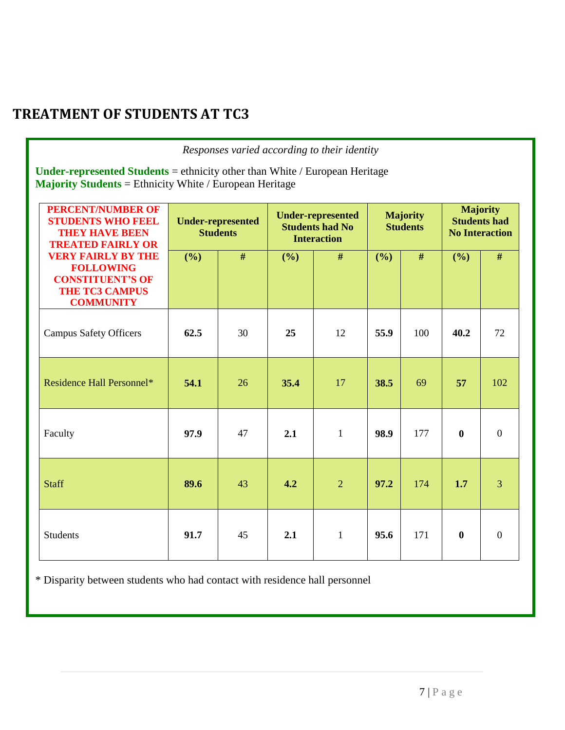## TREATMENT OF STUDENTS AT TC3

*Responses varied according to their identity*

**Under-represented Students** = ethnicity other than White / European Heritage
**Majority Students** = Ethnicity White / European Heritage

| PERCENT/NUMBER OF STUDENTS WHO FEEL THEY HAVE BEEN TREATED FAIRLY OR VERY FAIRLY BY THE FOLLOWING CONSTITUENT'S OF THE TC3 CAMPUS COMMUNITY | Under-represented Students | | Under-represented Students had No Interaction | | Majority Students | | Majority Students had No Interaction | |
|---|---|---|---|---|---|---|---|---|
| | (%) | # | (%) | # | (%) | # | (%) | # |
| Campus Safety Officers | **62.5** | 30 | **25** | 12 | **55.9** | 100 | **40.2** | 72 |
| Residence Hall Personnel* | **54.1** | 26 | **35.4** | 17 | **38.5** | 69 | **57** | 102 |
| Faculty | **97.9** | 47 | **2.1** | 1 | **98.9** | 177 | **0** | 0 |
| Staff | **89.6** | 43 | **4.2** | 2 | **97.2** | 174 | **1.7** | 3 |
| Students | **91.7** | 45 | **2.1** | 1 | **95.6** | 171 | **0** | 0 |

* Disparity between students who had contact with residence hall personnel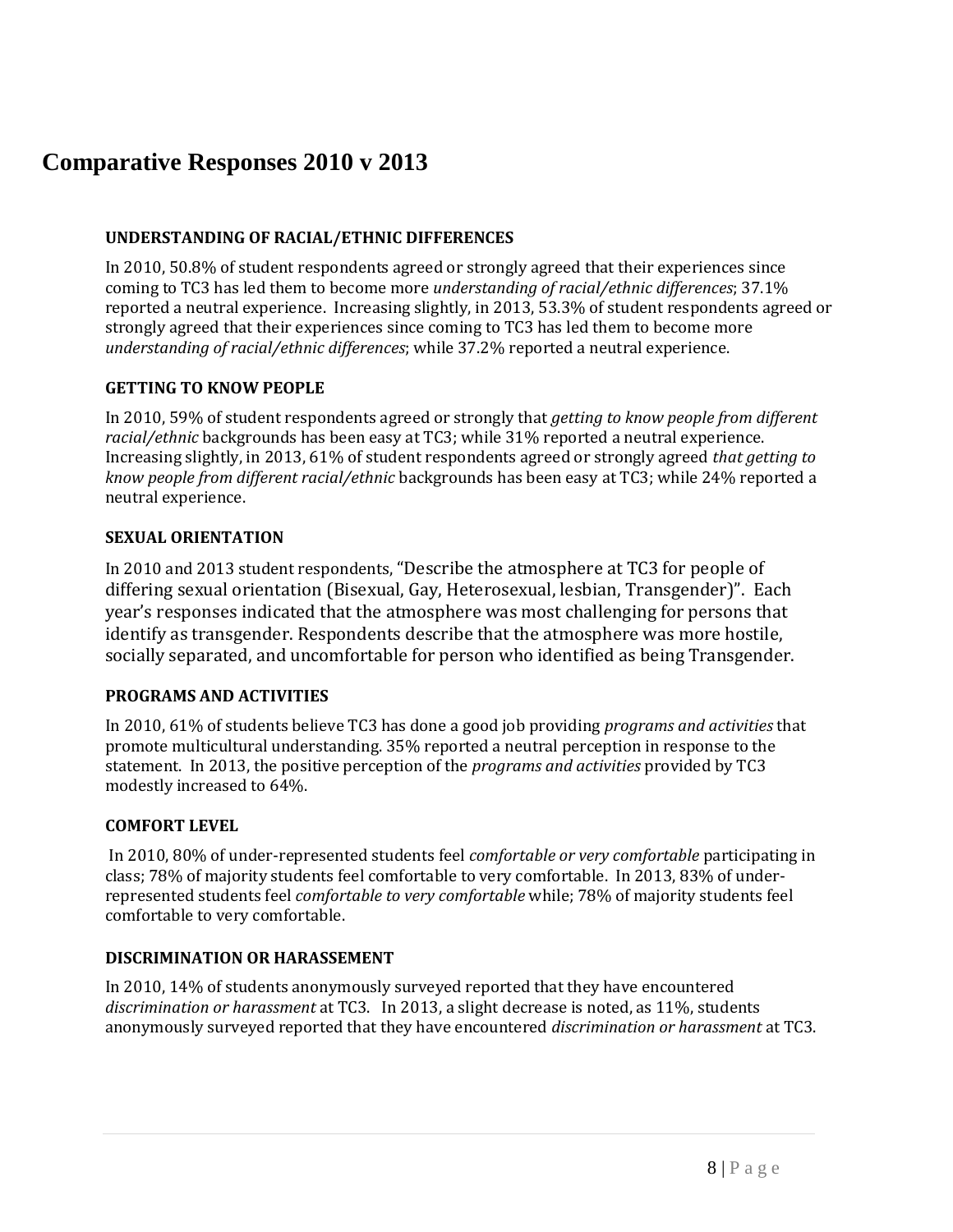# Comparative Responses 2010 v 2013

### UNDERSTANDING OF RACIAL/ETHNIC DIFFERENCES

In 2010, 50.8% of student respondents agreed or strongly agreed that their experiences since coming to TC3 has led them to become more *understanding of racial/ethnic differences*; 37.1% reported a neutral experience. Increasing slightly, in 2013, 53.3% of student respondents agreed or strongly agreed that their experiences since coming to TC3 has led them to become more *understanding of racial/ethnic differences*; while 37.2% reported a neutral experience.

### GETTING TO KNOW PEOPLE

In 2010, 59% of student respondents agreed or strongly that *getting to know people from different racial/ethnic* backgrounds has been easy at TC3; while 31% reported a neutral experience. Increasing slightly, in 2013, 61% of student respondents agreed or strongly agreed *that getting to know people from different racial/ethnic* backgrounds has been easy at TC3; while 24% reported a neutral experience.

### SEXUAL ORIENTATION

In 2010 and 2013 student respondents, "Describe the atmosphere at TC3 for people of differing sexual orientation (Bisexual, Gay, Heterosexual, lesbian, Transgender)". Each year's responses indicated that the atmosphere was most challenging for persons that identify as transgender. Respondents describe that the atmosphere was more hostile, socially separated, and uncomfortable for person who identified as being Transgender.

### PROGRAMS AND ACTIVITIES

In 2010, 61% of students believe TC3 has done a good job providing *programs and activities* that promote multicultural understanding. 35% reported a neutral perception in response to the statement. In 2013, the positive perception of the *programs and activities* provided by TC3 modestly increased to 64%.

### COMFORT LEVEL

In 2010, 80% of under-represented students feel *comfortable or very comfortable* participating in class; 78% of majority students feel comfortable to very comfortable. In 2013, 83% of under-represented students feel *comfortable to very comfortable* while; 78% of majority students feel comfortable to very comfortable.

### DISCRIMINATION OR HARASSEMENT

In 2010, 14% of students anonymously surveyed reported that they have encountered *discrimination or harassment* at TC3. In 2013, a slight decrease is noted, as 11%, students anonymously surveyed reported that they have encountered *discrimination or harassment* at TC3.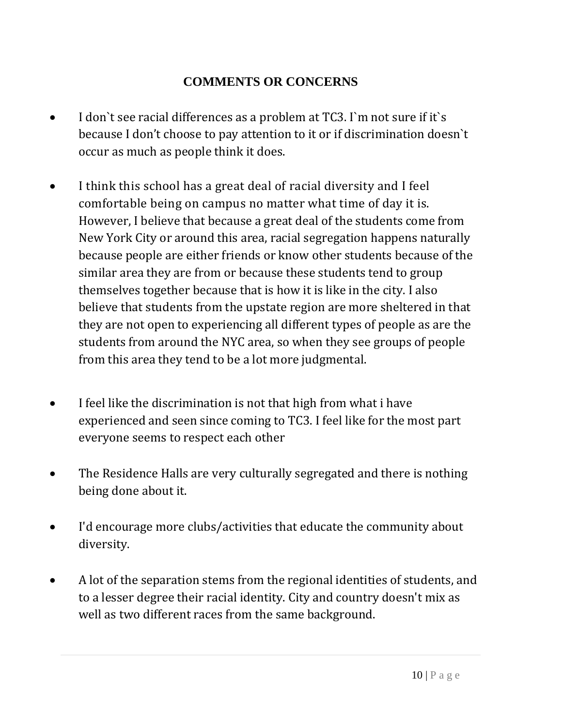## COMMENTS OR CONCERNS

- I don`t see racial differences as a problem at TC3. I`m not sure if it`s because I don't choose to pay attention to it or if discrimination doesn`t occur as much as people think it does.

- I think this school has a great deal of racial diversity and I feel comfortable being on campus no matter what time of day it is. However, I believe that because a great deal of the students come from New York City or around this area, racial segregation happens naturally because people are either friends or know other students because of the similar area they are from or because these students tend to group themselves together because that is how it is like in the city. I also believe that students from the upstate region are more sheltered in that they are not open to experiencing all different types of people as are the students from around the NYC area, so when they see groups of people from this area they tend to be a lot more judgmental.

- I feel like the discrimination is not that high from what i have experienced and seen since coming to TC3. I feel like for the most part everyone seems to respect each other

- The Residence Halls are very culturally segregated and there is nothing being done about it.

- I'd encourage more clubs/activities that educate the community about diversity.

- A lot of the separation stems from the regional identities of students, and to a lesser degree their racial identity. City and country doesn't mix as well as two different races from the same background.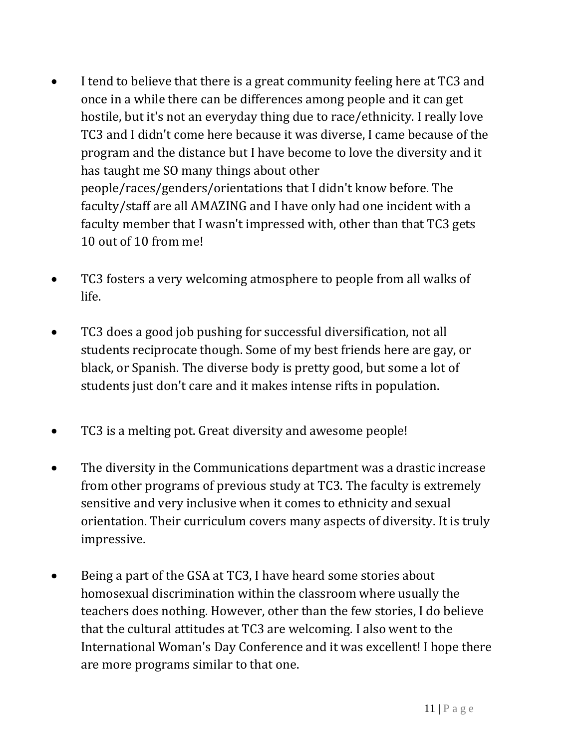- I tend to believe that there is a great community feeling here at TC3 and once in a while there can be differences among people and it can get hostile, but it's not an everyday thing due to race/ethnicity. I really love TC3 and I didn't come here because it was diverse, I came because of the program and the distance but I have become to love the diversity and it has taught me SO many things about other people/races/genders/orientations that I didn't know before. The faculty/staff are all AMAZING and I have only had one incident with a faculty member that I wasn't impressed with, other than that TC3 gets 10 out of 10 from me!

- TC3 fosters a very welcoming atmosphere to people from all walks of life.

- TC3 does a good job pushing for successful diversification, not all students reciprocate though. Some of my best friends here are gay, or black, or Spanish. The diverse body is pretty good, but some a lot of students just don't care and it makes intense rifts in population.

- TC3 is a melting pot. Great diversity and awesome people!

- The diversity in the Communications department was a drastic increase from other programs of previous study at TC3. The faculty is extremely sensitive and very inclusive when it comes to ethnicity and sexual orientation. Their curriculum covers many aspects of diversity. It is truly impressive.

- Being a part of the GSA at TC3, I have heard some stories about homosexual discrimination within the classroom where usually the teachers does nothing. However, other than the few stories, I do believe that the cultural attitudes at TC3 are welcoming. I also went to the International Woman's Day Conference and it was excellent! I hope there are more programs similar to that one.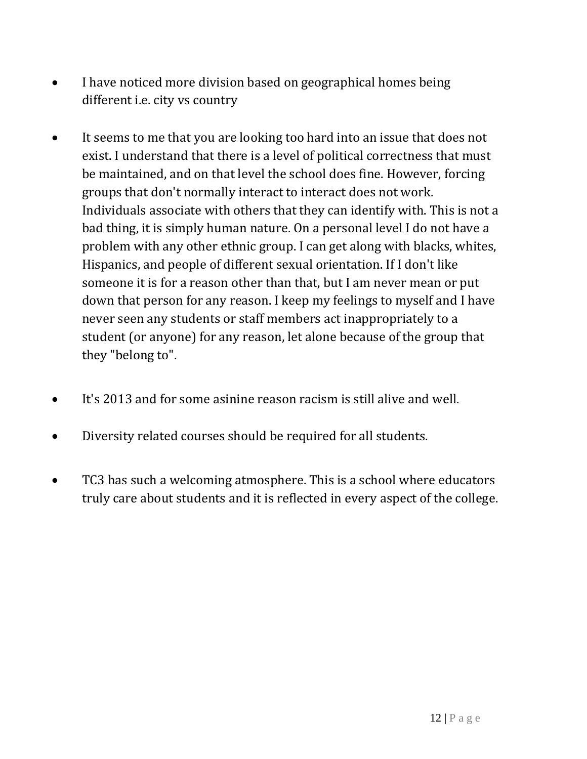- I have noticed more division based on geographical homes being different i.e. city vs country

- It seems to me that you are looking too hard into an issue that does not exist. I understand that there is a level of political correctness that must be maintained, and on that level the school does fine. However, forcing groups that don't normally interact to interact does not work. Individuals associate with others that they can identify with. This is not a bad thing, it is simply human nature. On a personal level I do not have a problem with any other ethnic group. I can get along with blacks, whites, Hispanics, and people of different sexual orientation. If I don't like someone it is for a reason other than that, but I am never mean or put down that person for any reason. I keep my feelings to myself and I have never seen any students or staff members act inappropriately to a student (or anyone) for any reason, let alone because of the group that they "belong to".

- It's 2013 and for some asinine reason racism is still alive and well.

- Diversity related courses should be required for all students.

- TC3 has such a welcoming atmosphere. This is a school where educators truly care about students and it is reflected in every aspect of the college.